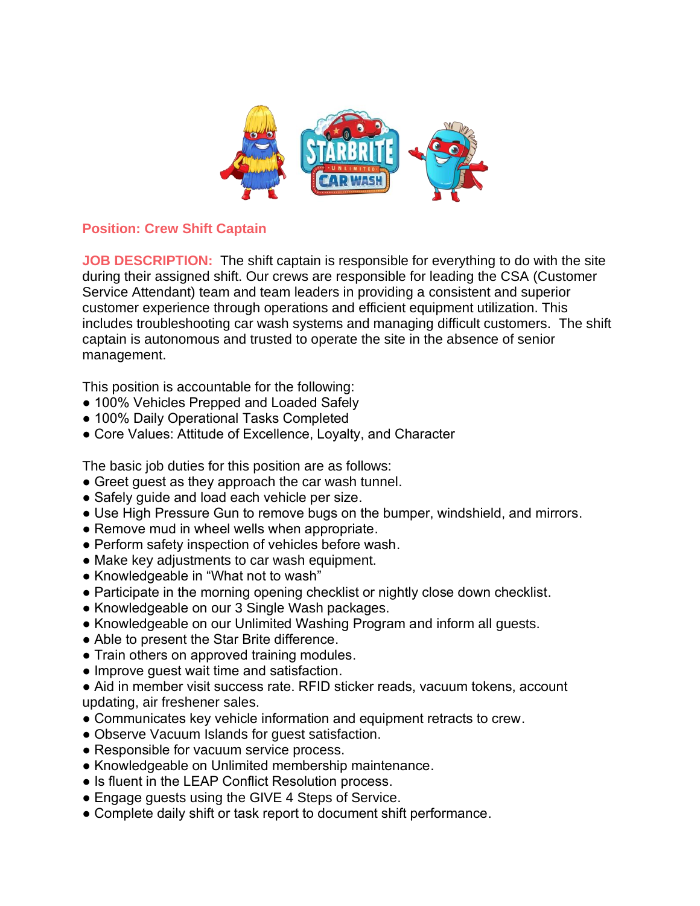**Position: Crew Shift Captain**

**JOB DESCRIPTION:** The shift captain is responsible for everything to do with the site during their assigned shift. Our crews are responsible for leading the CSA (Customer Service Attendant) team and team leaders in providing a consistent and superior customer experience through operations and efficient equipment utilization. This includes troubleshooting car wash systems and managing difficult customers. The shift captain is autonomous and trusted to operate the site in the absence of senior management.

This position is accountable for the following:

- 100% Vehicles Prepped and Loaded Safely
- 100% Daily Operational Tasks Completed
- Core Values: Attitude of Excellence, Loyalty, and Character

The basic job duties for this position are as follows:

- Greet guest as they approach the car wash tunnel.
- Safely guide and load each vehicle per size.
- Use High Pressure Gun to remove bugs on the bumper, windshield, and mirrors.
- Remove mud in wheel wells when appropriate.
- Perform safety inspection of vehicles before wash.
- Make key adjustments to car wash equipment.
- Knowledgeable in "What not to wash"
- Participate in the morning opening checklist or nightly close down checklist.
- Knowledgeable on our 3 Single Wash packages.
- Knowledgeable on our Unlimited Washing Program and inform all guests.
- Able to present the Star Brite difference.
- Train others on approved training modules.
- Improve guest wait time and satisfaction.
- Aid in member visit success rate. RFID sticker reads, vacuum tokens, account updating, air freshener sales.
- Communicates key vehicle information and equipment retracts to crew.
- Observe Vacuum Islands for guest satisfaction.
- Responsible for vacuum service process.
- Knowledgeable on Unlimited membership maintenance.
- Is fluent in the LEAP Conflict Resolution process.
- Engage guests using the GIVE 4 Steps of Service.
- Complete daily shift or task report to document shift performance.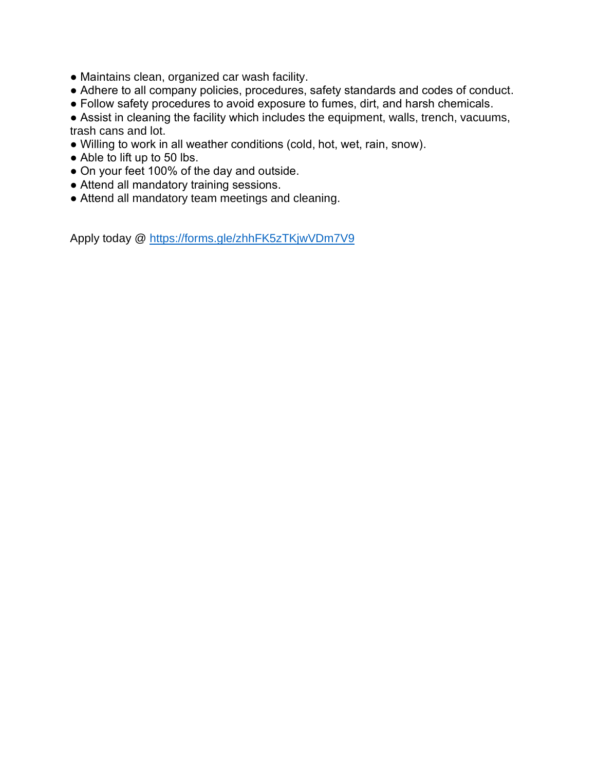- Maintains clean, organized car wash facility.
- Adhere to all company policies, procedures, safety standards and codes of conduct.
- Follow safety procedures to avoid exposure to fumes, dirt, and harsh chemicals.
- Assist in cleaning the facility which includes the equipment, walls, trench, vacuums, trash cans and lot.
- Willing to work in all weather conditions (cold, hot, wet, rain, snow).
- Able to lift up to 50 lbs.
- On your feet 100% of the day and outside.
- Attend all mandatory training sessions.
- Attend all mandatory team meetings and cleaning.

Apply today @ [https://forms.gle/zhhFK5zTKjwVDm7V9](https://forms.gle/zhhFK5zTKjwVDm7V9)